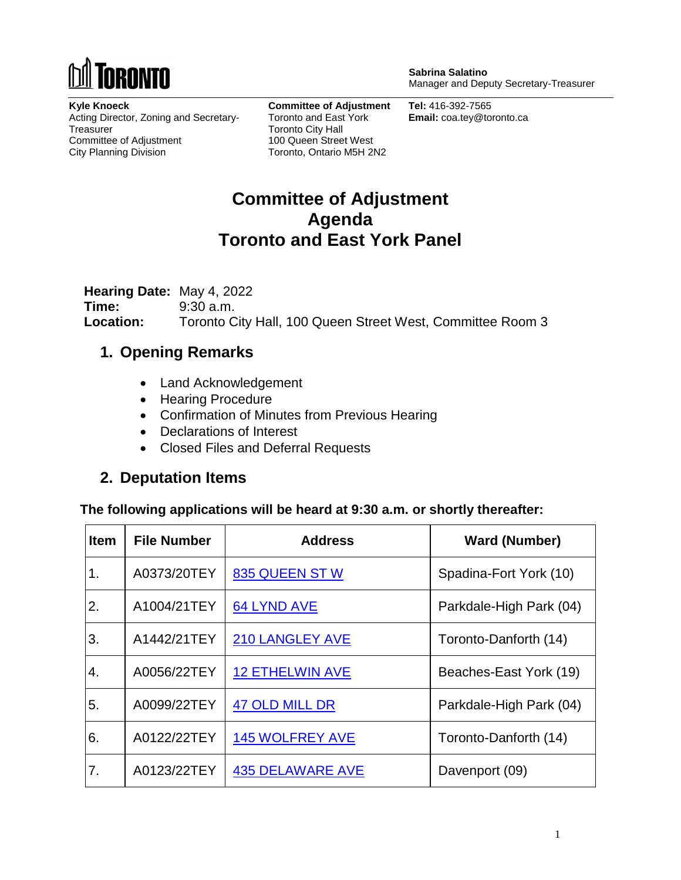TORONTO

**Sabrina Salatino**
Manager and Deputy Secretary-Treasurer

**Kyle Knoeck**
Acting Director, Zoning and Secretary-Treasurer
Committee of Adjustment
City Planning Division

**Committee of Adjustment**
Toronto and East York
Toronto City Hall
100 Queen Street West
Toronto, Ontario M5H 2N2

**Tel:** 416-392-7565
**Email:** coa.tey@toronto.ca

# Committee of Adjustment Agenda Toronto and East York Panel

**Hearing Date:** May 4, 2022
**Time:** 9:30 a.m.
**Location:** Toronto City Hall, 100 Queen Street West, Committee Room 3

## 1. Opening Remarks

- Land Acknowledgement
- Hearing Procedure
- Confirmation of Minutes from Previous Hearing
- Declarations of Interest
- Closed Files and Deferral Requests

## 2. Deputation Items

**The following applications will be heard at 9:30 a.m. or shortly thereafter:**

| Item | File Number | Address | Ward (Number) |
|---|---|---|---|
| 1. | A0373/20TEY | 835 QUEEN ST W | Spadina-Fort York (10) |
| 2. | A1004/21TEY | 64 LYND AVE | Parkdale-High Park (04) |
| 3. | A1442/21TEY | 210 LANGLEY AVE | Toronto-Danforth (14) |
| 4. | A0056/22TEY | 12 ETHELWIN AVE | Beaches-East York (19) |
| 5. | A0099/22TEY | 47 OLD MILL DR | Parkdale-High Park (04) |
| 6. | A0122/22TEY | 145 WOLFREY AVE | Toronto-Danforth (14) |
| 7. | A0123/22TEY | 435 DELAWARE AVE | Davenport (09) |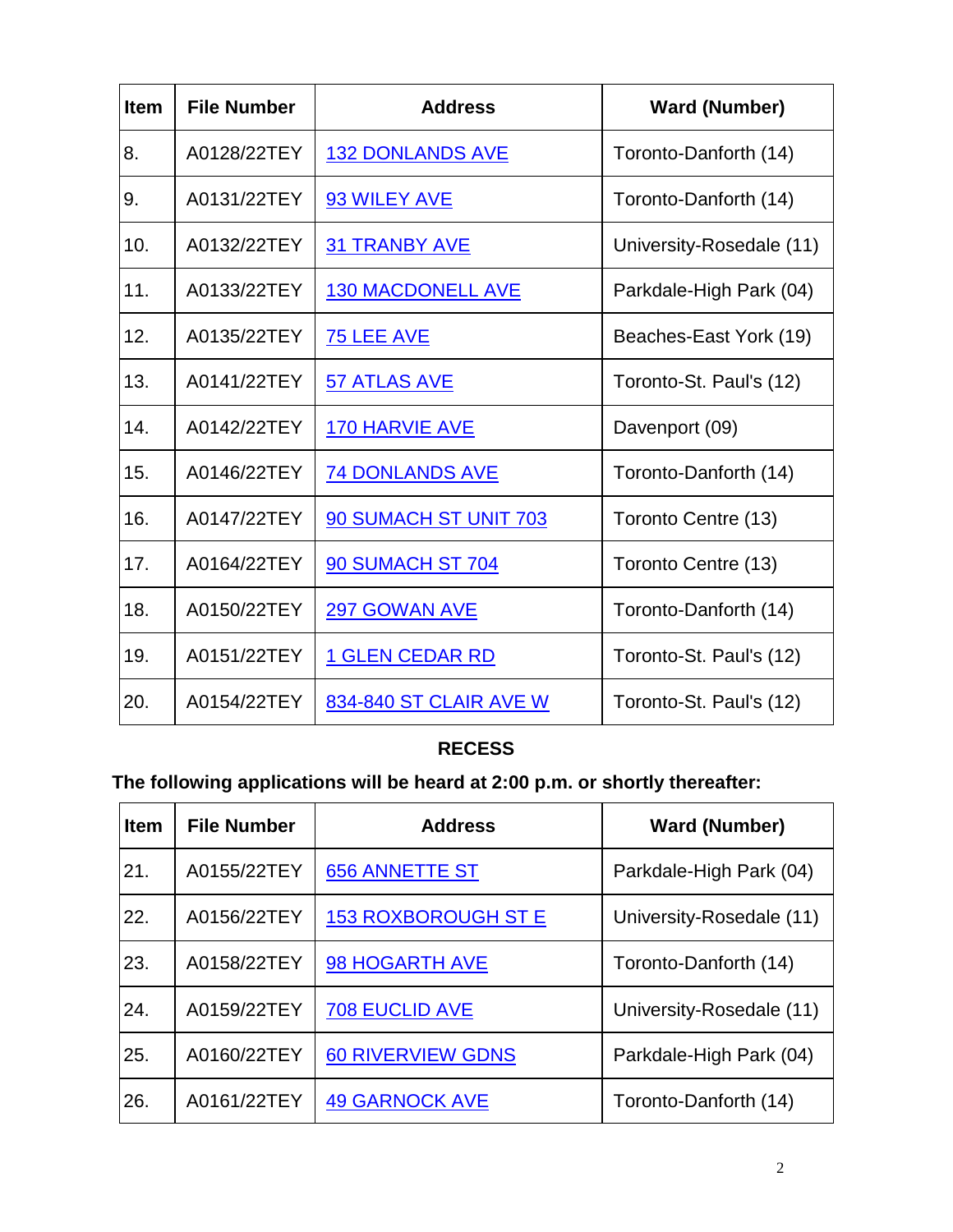| Item | File Number | Address | Ward (Number) |
| --- | --- | --- | --- |
| 8. | A0128/22TEY | 132 DONLANDS AVE | Toronto-Danforth (14) |
| 9. | A0131/22TEY | 93 WILEY AVE | Toronto-Danforth (14) |
| 10. | A0132/22TEY | 31 TRANBY AVE | University-Rosedale (11) |
| 11. | A0133/22TEY | 130 MACDONELL AVE | Parkdale-High Park (04) |
| 12. | A0135/22TEY | 75 LEE AVE | Beaches-East York (19) |
| 13. | A0141/22TEY | 57 ATLAS AVE | Toronto-St. Paul's (12) |
| 14. | A0142/22TEY | 170 HARVIE AVE | Davenport (09) |
| 15. | A0146/22TEY | 74 DONLANDS AVE | Toronto-Danforth (14) |
| 16. | A0147/22TEY | 90 SUMACH ST UNIT 703 | Toronto Centre (13) |
| 17. | A0164/22TEY | 90 SUMACH ST 704 | Toronto Centre (13) |
| 18. | A0150/22TEY | 297 GOWAN AVE | Toronto-Danforth (14) |
| 19. | A0151/22TEY | 1 GLEN CEDAR RD | Toronto-St. Paul's (12) |
| 20. | A0154/22TEY | 834-840 ST CLAIR AVE W | Toronto-St. Paul's (12) |

**RECESS**

**The following applications will be heard at 2:00 p.m. or shortly thereafter:**

| Item | File Number | Address | Ward (Number) |
| --- | --- | --- | --- |
| 21. | A0155/22TEY | 656 ANNETTE ST | Parkdale-High Park (04) |
| 22. | A0156/22TEY | 153 ROXBOROUGH ST E | University-Rosedale (11) |
| 23. | A0158/22TEY | 98 HOGARTH AVE | Toronto-Danforth (14) |
| 24. | A0159/22TEY | 708 EUCLID AVE | University-Rosedale (11) |
| 25. | A0160/22TEY | 60 RIVERVIEW GDNS | Parkdale-High Park (04) |
| 26. | A0161/22TEY | 49 GARNOCK AVE | Toronto-Danforth (14) |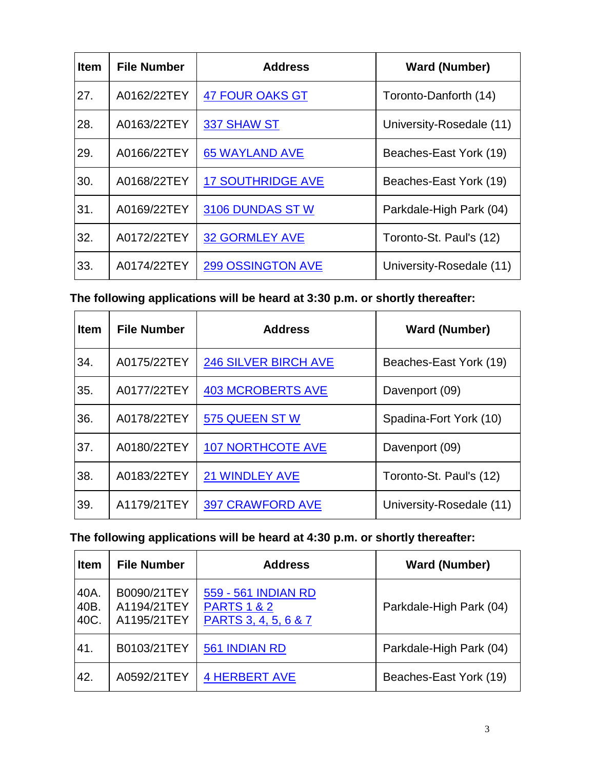| Item | File Number | Address | Ward (Number) |
|---|---|---|---|
| 27. | A0162/22TEY | 47 FOUR OAKS GT | Toronto-Danforth (14) |
| 28. | A0163/22TEY | 337 SHAW ST | University-Rosedale (11) |
| 29. | A0166/22TEY | 65 WAYLAND AVE | Beaches-East York (19) |
| 30. | A0168/22TEY | 17 SOUTHRIDGE AVE | Beaches-East York (19) |
| 31. | A0169/22TEY | 3106 DUNDAS ST W | Parkdale-High Park (04) |
| 32. | A0172/22TEY | 32 GORMLEY AVE | Toronto-St. Paul's (12) |
| 33. | A0174/22TEY | 299 OSSINGTON AVE | University-Rosedale (11) |

**The following applications will be heard at 3:30 p.m. or shortly thereafter:**

| Item | File Number | Address | Ward (Number) |
|---|---|---|---|
| 34. | A0175/22TEY | 246 SILVER BIRCH AVE | Beaches-East York (19) |
| 35. | A0177/22TEY | 403 MCROBERTS AVE | Davenport (09) |
| 36. | A0178/22TEY | 575 QUEEN ST W | Spadina-Fort York (10) |
| 37. | A0180/22TEY | 107 NORTHCOTE AVE | Davenport (09) |
| 38. | A0183/22TEY | 21 WINDLEY AVE | Toronto-St. Paul's (12) |
| 39. | A1179/21TEY | 397 CRAWFORD AVE | University-Rosedale (11) |

**The following applications will be heard at 4:30 p.m. or shortly thereafter:**

| Item | File Number | Address | Ward (Number) |
|---|---|---|---|
| 40A.<br>40B.<br>40C. | B0090/21TEY<br>A1194/21TEY<br>A1195/21TEY | 559 - 561 INDIAN RD<br>PARTS 1 & 2<br>PARTS 3, 4, 5, 6 & 7 | Parkdale-High Park (04) |
| 41. | B0103/21TEY | 561 INDIAN RD | Parkdale-High Park (04) |
| 42. | A0592/21TEY | 4 HERBERT AVE | Beaches-East York (19) |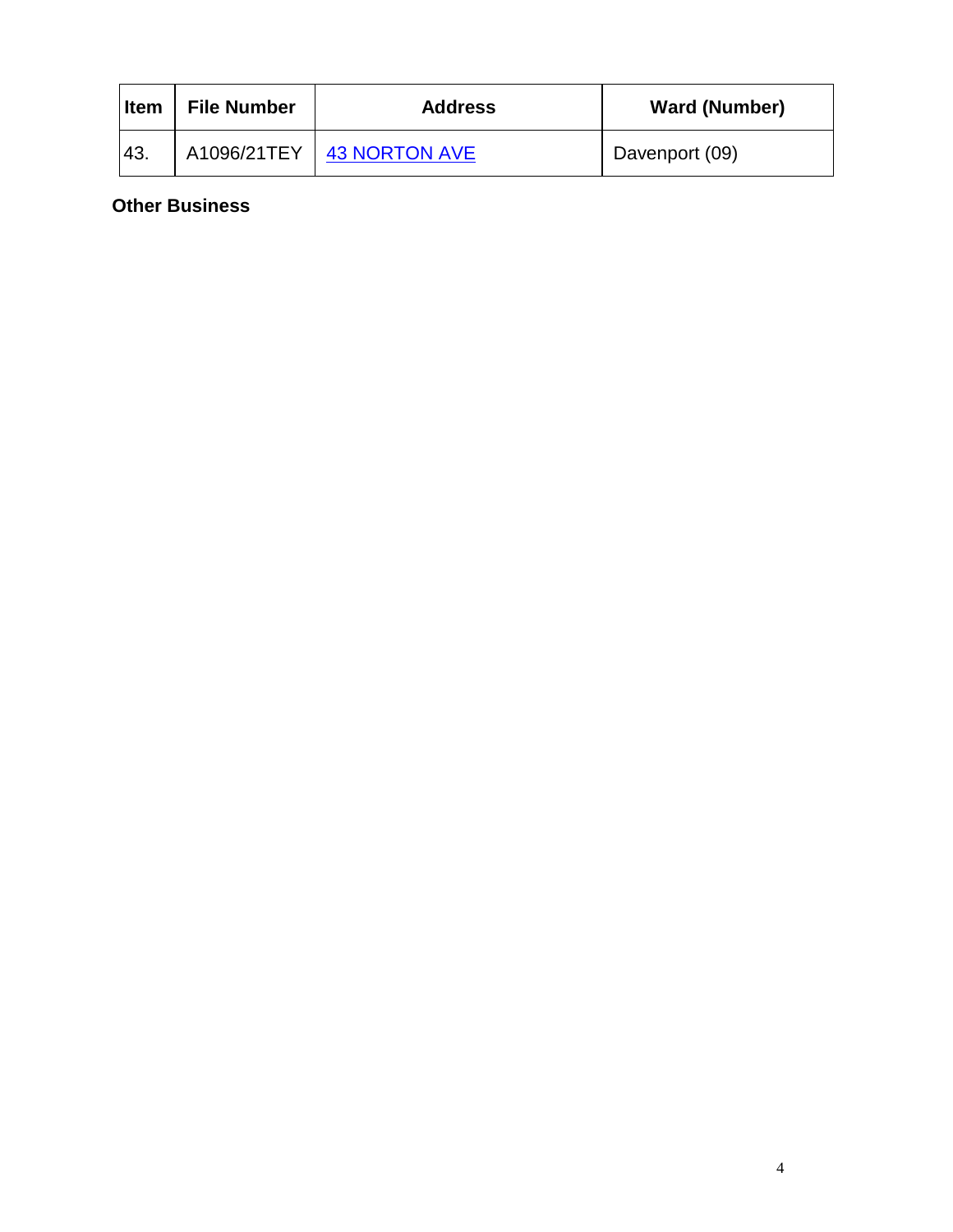| Item | File Number | Address | Ward (Number) |
| --- | --- | --- | --- |
| 43. | A1096/21TEY | 43 NORTON AVE | Davenport (09) |

**Other Business**